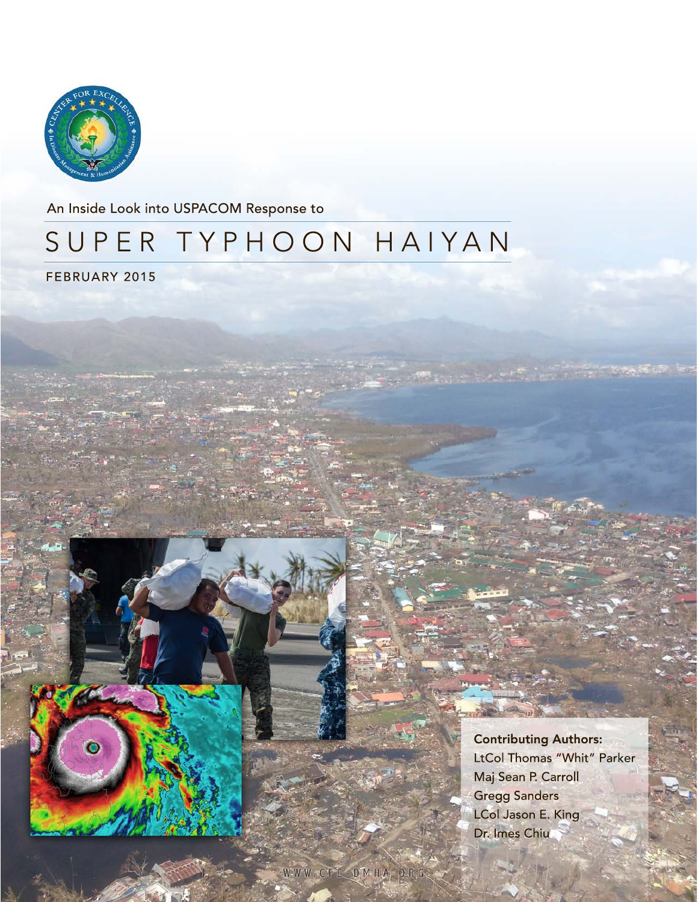An Inside Look into USPACOM Response to

# SUPER TYPHOON HAIYAN

FEBRUARY 2015

**Contributing Authors:**
LtCol Thomas "Whit" Parker
Maj Sean P. Carroll
Gregg Sanders
LCol Jason E. King
Dr. Imes Chiu

WWW.CFE-DMHA.ORG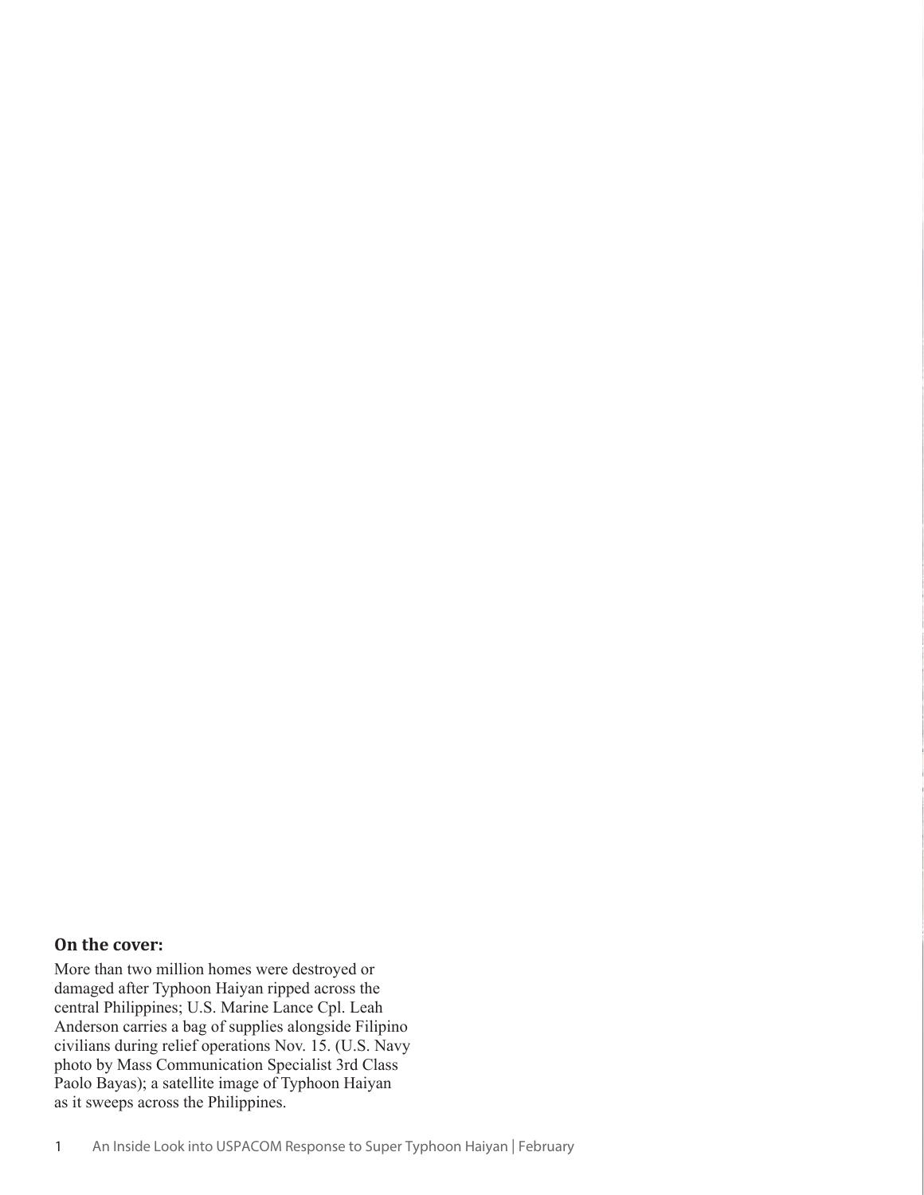**On the cover:**

More than two million homes were destroyed or damaged after Typhoon Haiyan ripped across the central Philippines; U.S. Marine Lance Cpl. Leah Anderson carries a bag of supplies alongside Filipino civilians during relief operations Nov. 15. (U.S. Navy photo by Mass Communication Specialist 3rd Class Paolo Bayas); a satellite image of Typhoon Haiyan as it sweeps across the Philippines.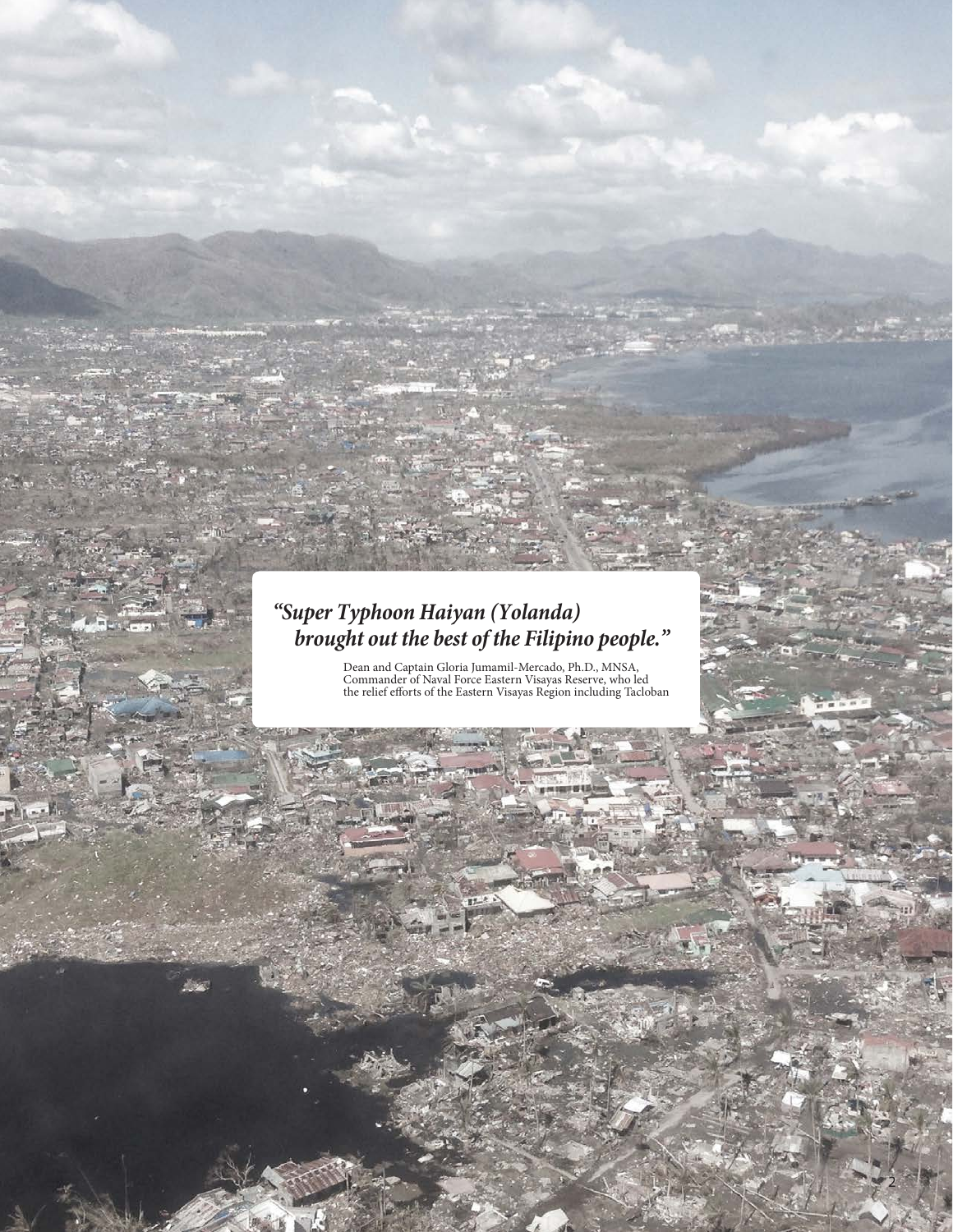*"Super Typhoon Haiyan (Yolanda) brought out the best of the Filipino people."*

Dean and Captain Gloria Jumamil-Mercado, Ph.D., MNSA, Commander of Naval Force Eastern Visayas Reserve, who led the relief efforts of the Eastern Visayas Region including Tacloban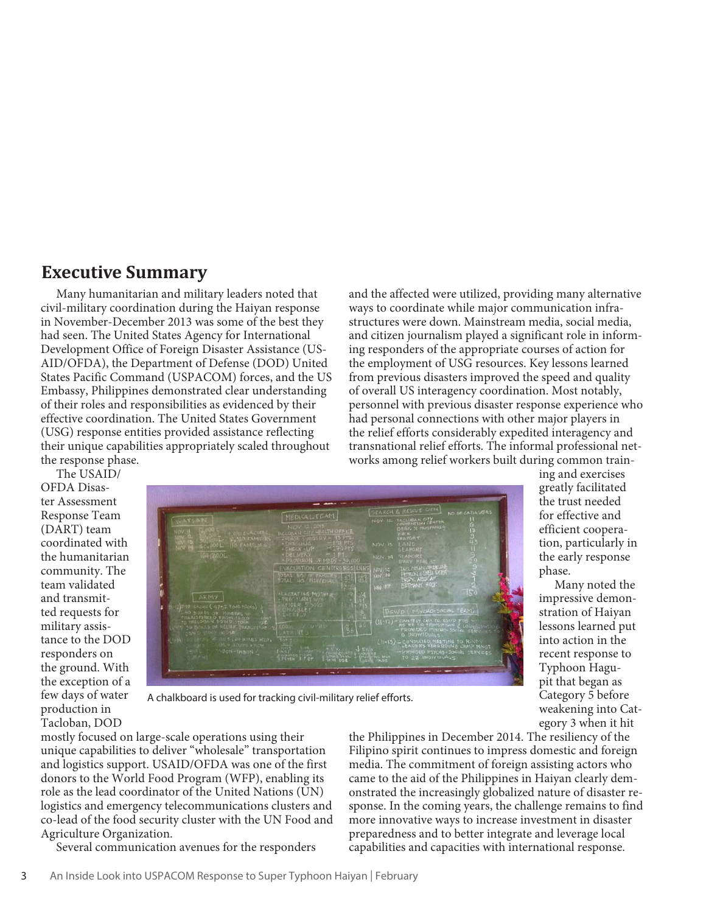## Executive Summary

Many humanitarian and military leaders noted that civil-military coordination during the Haiyan response in November-December 2013 was some of the best they had seen. The United States Agency for International Development Office of Foreign Disaster Assistance (USAID/OFDA), the Department of Defense (DOD) United States Pacific Command (USPACOM) forces, and the US Embassy, Philippines demonstrated clear understanding of their roles and responsibilities as evidenced by their effective coordination. The United States Government (USG) response entities provided assistance reflecting their unique capabilities appropriately scaled throughout the response phase.

The USAID/OFDA Disaster Assessment Response Team (DART) team coordinated with the humanitarian community. The team validated and transmitted requests for military assistance to the DOD responders on the ground. With the exception of a few days of water production in Tacloban, DOD mostly focused on large-scale operations using their unique capabilities to deliver "wholesale" transportation and logistics support. USAID/OFDA was one of the first donors to the World Food Program (WFP), enabling its role as the lead coordinator of the United Nations (UN) logistics and emergency telecommunications clusters and co-lead of the food security cluster with the UN Food and Agriculture Organization.

Several communication avenues for the responders and the affected were utilized, providing many alternative ways to coordinate while major communication infrastructures were down. Mainstream media, social media, and citizen journalism played a significant role in informing responders of the appropriate courses of action for the employment of USG resources. Key lessons learned from previous disasters improved the speed and quality of overall US interagency coordination. Most notably, personnel with previous disaster response experience who had personal connections with other major players in the relief efforts considerably expedited interagency and transnational relief efforts. The informal professional networks among relief workers built during common training and exercises greatly facilitated the trust needed for effective and efficient cooperation, particularly in the early response phase.

A chalkboard is used for tracking civil-military relief efforts.

Many noted the impressive demonstration of Haiyan lessons learned put into action in the recent response to Typhoon Hagupit that began as Category 5 before weakening into Category 3 when it hit the Philippines in December 2014. The resiliency of the Filipino spirit continues to impress domestic and foreign media. The commitment of foreign assisting actors who came to the aid of the Philippines in Haiyan clearly demonstrated the increasingly globalized nature of disaster response. In the coming years, the challenge remains to find more innovative ways to increase investment in disaster preparedness and to better integrate and leverage local capabilities and capacities with international response.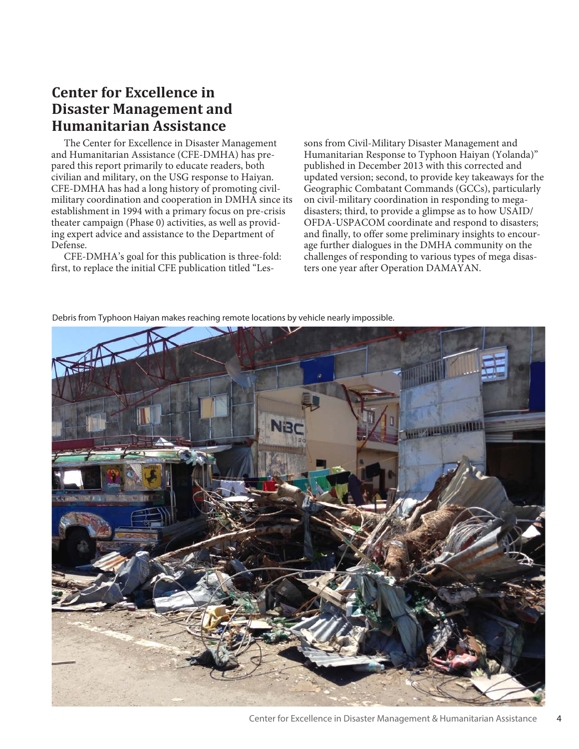## Center for Excellence in Disaster Management and Humanitarian Assistance

The Center for Excellence in Disaster Management and Humanitarian Assistance (CFE-DMHA) has prepared this report primarily to educate readers, both civilian and military, on the USG response to Haiyan. CFE-DMHA has had a long history of promoting civil-military coordination and cooperation in DMHA since its establishment in 1994 with a primary focus on pre-crisis theater campaign (Phase 0) activities, as well as providing expert advice and assistance to the Department of Defense.

CFE-DMHA's goal for this publication is three-fold: first, to replace the initial CFE publication titled "Lessons from Civil-Military Disaster Management and Humanitarian Response to Typhoon Haiyan (Yolanda)" published in December 2013 with this corrected and updated version; second, to provide key takeaways for the Geographic Combatant Commands (GCCs), particularly on civil-military coordination in responding to mega-disasters; third, to provide a glimpse as to how USAID/OFDA-USPACOM coordinate and respond to disasters; and finally, to offer some preliminary insights to encourage further dialogues in the DMHA community on the challenges of responding to various types of mega disasters one year after Operation DAMAYAN.

Debris from Typhoon Haiyan makes reaching remote locations by vehicle nearly impossible.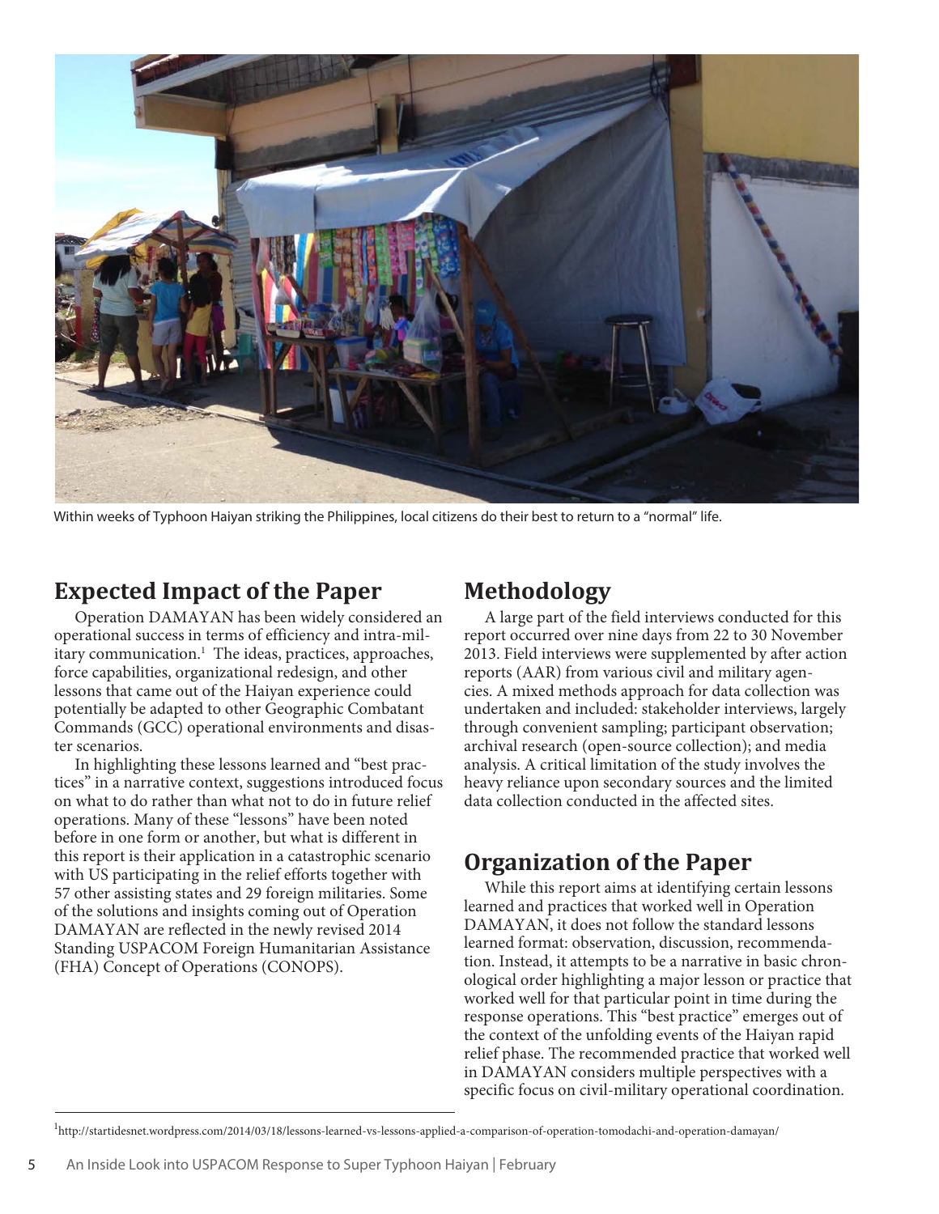Within weeks of Typhoon Haiyan striking the Philippines, local citizens do their best to return to a "normal" life.

## Expected Impact of the Paper

Operation DAMAYAN has been widely considered an operational success in terms of efficiency and intra-military communication.[1] The ideas, practices, approaches, force capabilities, organizational redesign, and other lessons that came out of the Haiyan experience could potentially be adapted to other Geographic Combatant Commands (GCC) operational environments and disaster scenarios.

In highlighting these lessons learned and "best practices" in a narrative context, suggestions introduced focus on what to do rather than what not to do in future relief operations. Many of these "lessons" have been noted before in one form or another, but what is different in this report is their application in a catastrophic scenario with US participating in the relief efforts together with 57 other assisting states and 29 foreign militaries. Some of the solutions and insights coming out of Operation DAMAYAN are reflected in the newly revised 2014 Standing USPACOM Foreign Humanitarian Assistance (FHA) Concept of Operations (CONOPS).

## Methodology

A large part of the field interviews conducted for this report occurred over nine days from 22 to 30 November 2013. Field interviews were supplemented by after action reports (AAR) from various civil and military agencies. A mixed methods approach for data collection was undertaken and included: stakeholder interviews, largely through convenient sampling; participant observation; archival research (open-source collection); and media analysis. A critical limitation of the study involves the heavy reliance upon secondary sources and the limited data collection conducted in the affected sites.

## Organization of the Paper

While this report aims at identifying certain lessons learned and practices that worked well in Operation DAMAYAN, it does not follow the standard lessons learned format: observation, discussion, recommendation. Instead, it attempts to be a narrative in basic chronological order highlighting a major lesson or practice that worked well for that particular point in time during the response operations. This "best practice" emerges out of the context of the unfolding events of the Haiyan rapid relief phase. The recommended practice that worked well in DAMAYAN considers multiple perspectives with a specific focus on civil-military operational coordination.

[1] http://startidesnet.wordpress.com/2014/03/18/lessons-learned-vs-lessons-applied-a-comparison-of-operation-tomodachi-and-operation-damayan/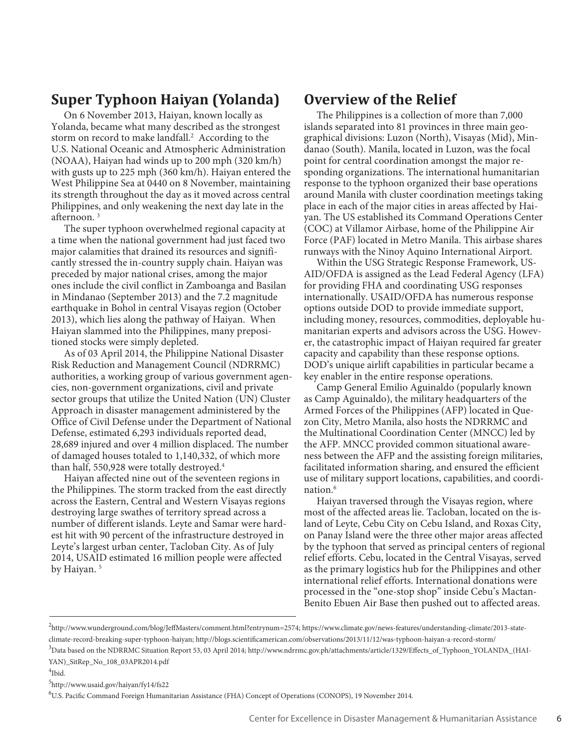## Super Typhoon Haiyan (Yolanda)

On 6 November 2013, Haiyan, known locally as Yolanda, became what many described as the strongest storm on record to make landfall.[2] According to the U.S. National Oceanic and Atmospheric Administration (NOAA), Haiyan had winds up to 200 mph (320 km/h) with gusts up to 225 mph (360 km/h). Haiyan entered the West Philippine Sea at 0440 on 8 November, maintaining its strength throughout the day as it moved across central Philippines, and only weakening the next day late in the afternoon. [3]

The super typhoon overwhelmed regional capacity at a time when the national government had just faced two major calamities that drained its resources and significantly stressed the in-country supply chain. Haiyan was preceded by major national crises, among the major ones include the civil conflict in Zamboanga and Basilan in Mindanao (September 2013) and the 7.2 magnitude earthquake in Bohol in central Visayas region (October 2013), which lies along the pathway of Haiyan. When Haiyan slammed into the Philippines, many prepositioned stocks were simply depleted.

As of 03 April 2014, the Philippine National Disaster Risk Reduction and Management Council (NDRRMC) authorities, a working group of various government agencies, non-government organizations, civil and private sector groups that utilize the United Nation (UN) Cluster Approach in disaster management administered by the Office of Civil Defense under the Department of National Defense, estimated 6,293 individuals reported dead, 28,689 injured and over 4 million displaced. The number of damaged houses totaled to 1,140,332, of which more than half, 550,928 were totally destroyed.[4]

Haiyan affected nine out of the seventeen regions in the Philippines. The storm tracked from the east directly across the Eastern, Central and Western Visayas regions destroying large swathes of territory spread across a number of different islands. Leyte and Samar were hardest hit with 90 percent of the infrastructure destroyed in Leyte's largest urban center, Tacloban City. As of July 2014, USAID estimated 16 million people were affected by Haiyan. [5]

## Overview of the Relief

The Philippines is a collection of more than 7,000 islands separated into 81 provinces in three main geographical divisions: Luzon (North), Visayas (Mid), Mindanao (South). Manila, located in Luzon, was the focal point for central coordination amongst the major responding organizations. The international humanitarian response to the typhoon organized their base operations around Manila with cluster coordination meetings taking place in each of the major cities in areas affected by Haiyan. The US established its Command Operations Center (COC) at Villamor Airbase, home of the Philippine Air Force (PAF) located in Metro Manila. This airbase shares runways with the Ninoy Aquino International Airport.

Within the USG Strategic Response Framework, USAID/OFDA is assigned as the Lead Federal Agency (LFA) for providing FHA and coordinating USG responses internationally. USAID/OFDA has numerous response options outside DOD to provide immediate support, including money, resources, commodities, deployable humanitarian experts and advisors across the USG. However, the catastrophic impact of Haiyan required far greater capacity and capability than these response options. DOD's unique airlift capabilities in particular became a key enabler in the entire response operations.

Camp General Emilio Aguinaldo (popularly known as Camp Aguinaldo), the military headquarters of the Armed Forces of the Philippines (AFP) located in Quezon City, Metro Manila, also hosts the NDRRMC and the Multinational Coordination Center (MNCC) led by the AFP. MNCC provided common situational awareness between the AFP and the assisting foreign militaries, facilitated information sharing, and ensured the efficient use of military support locations, capabilities, and coordination.[6]

Haiyan traversed through the Visayas region, where most of the affected areas lie. Tacloban, located on the island of Leyte, Cebu City on Cebu Island, and Roxas City, on Panay Island were the three other major areas affected by the typhoon that served as principal centers of regional relief efforts. Cebu, located in the Central Visayas, served as the primary logistics hub for the Philippines and other international relief efforts. International donations were processed in the "one-stop shop" inside Cebu's Mactan-Benito Ebuen Air Base then pushed out to affected areas.

---

[2] http://www.wunderground.com/blog/JeffMasters/comment.html?entrynum=2574; https://www.climate.gov/news-features/understanding-climate/2013-state-climate-record-breaking-super-typhoon-haiyan; http://blogs.scientificamerican.com/observations/2013/11/12/was-typhoon-haiyan-a-record-storm/

[3] Data based on the NDRRMC Situation Report 53, 03 April 2014; http://www.ndrrmc.gov.ph/attachments/article/1329/Effects_of_Typhoon_YOLANDA_(HAIYAN)_SitRep_No_108_03APR2014.pdf

[4] Ibid.

[5] http://www.usaid.gov/haiyan/fy14/fs22

[6] U.S. Pacific Command Foreign Humanitarian Assistance (FHA) Concept of Operations (CONOPS), 19 November 2014.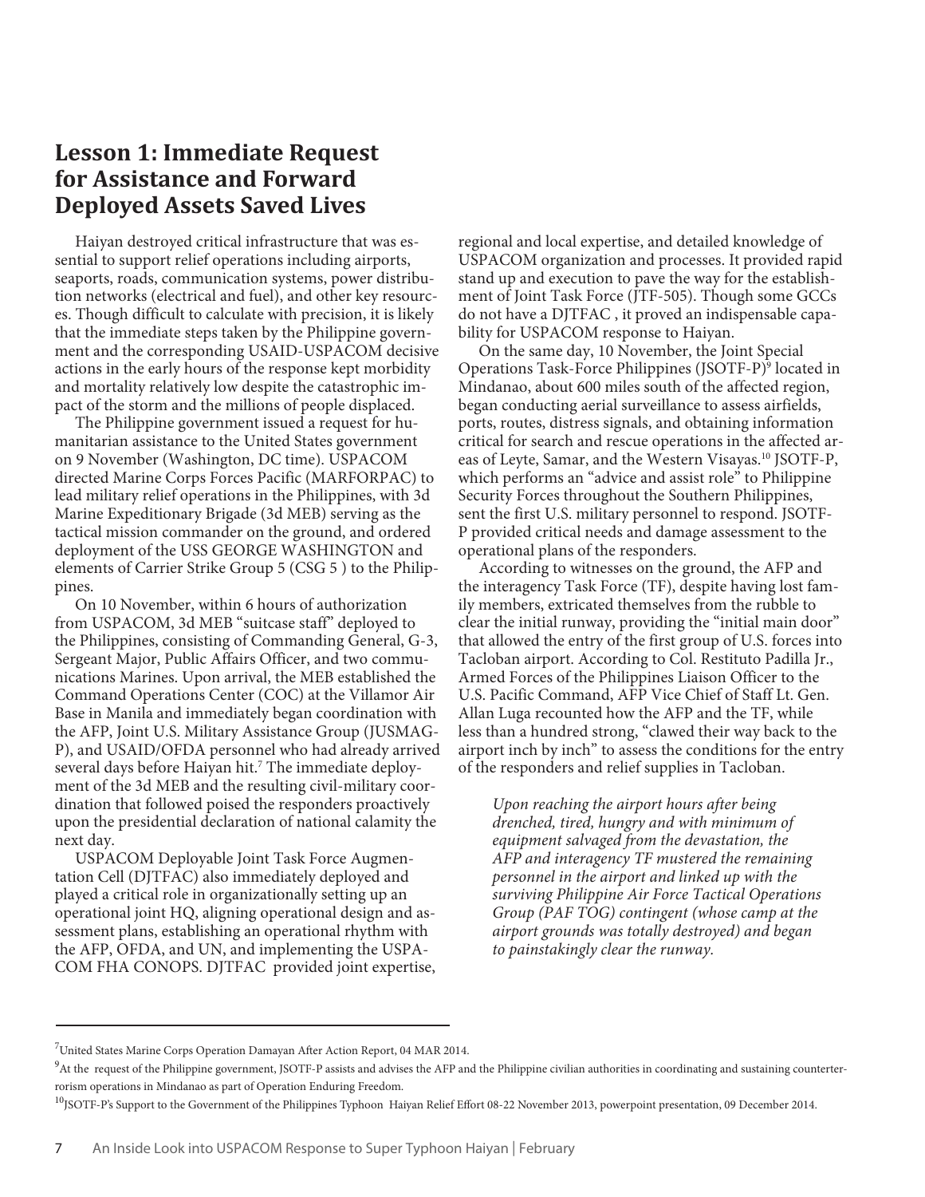## Lesson 1: Immediate Request for Assistance and Forward Deployed Assets Saved Lives

Haiyan destroyed critical infrastructure that was essential to support relief operations including airports, seaports, roads, communication systems, power distribution networks (electrical and fuel), and other key resources. Though difficult to calculate with precision, it is likely that the immediate steps taken by the Philippine government and the corresponding USAID-USPACOM decisive actions in the early hours of the response kept morbidity and mortality relatively low despite the catastrophic impact of the storm and the millions of people displaced.

The Philippine government issued a request for humanitarian assistance to the United States government on 9 November (Washington, DC time). USPACOM directed Marine Corps Forces Pacific (MARFORPAC) to lead military relief operations in the Philippines, with 3d Marine Expeditionary Brigade (3d MEB) serving as the tactical mission commander on the ground, and ordered deployment of the USS GEORGE WASHINGTON and elements of Carrier Strike Group 5 (CSG 5 ) to the Philippines.

On 10 November, within 6 hours of authorization from USPACOM, 3d MEB "suitcase staff" deployed to the Philippines, consisting of Commanding General, G-3, Sergeant Major, Public Affairs Officer, and two communications Marines. Upon arrival, the MEB established the Command Operations Center (COC) at the Villamor Air Base in Manila and immediately began coordination with the AFP, Joint U.S. Military Assistance Group (JUSMAG-P), and USAID/OFDA personnel who had already arrived several days before Haiyan hit.[7] The immediate deployment of the 3d MEB and the resulting civil-military coordination that followed poised the responders proactively upon the presidential declaration of national calamity the next day.

USPACOM Deployable Joint Task Force Augmentation Cell (DJTFAC) also immediately deployed and played a critical role in organizationally setting up an operational joint HQ, aligning operational design and assessment plans, establishing an operational rhythm with the AFP, OFDA, and UN, and implementing the USPACOM FHA CONOPS. DJTFAC provided joint expertise, regional and local expertise, and detailed knowledge of USPACOM organization and processes. It provided rapid stand up and execution to pave the way for the establishment of Joint Task Force (JTF-505). Though some GCCs do not have a DJTFAC , it proved an indispensable capability for USPACOM response to Haiyan.

On the same day, 10 November, the Joint Special Operations Task-Force Philippines (JSOTF-P)[9] located in Mindanao, about 600 miles south of the affected region, began conducting aerial surveillance to assess airfields, ports, routes, distress signals, and obtaining information critical for search and rescue operations in the affected areas of Leyte, Samar, and the Western Visayas.[10] JSOTF-P, which performs an "advice and assist role" to Philippine Security Forces throughout the Southern Philippines, sent the first U.S. military personnel to respond. JSOTF-P provided critical needs and damage assessment to the operational plans of the responders.

According to witnesses on the ground, the AFP and the interagency Task Force (TF), despite having lost family members, extricated themselves from the rubble to clear the initial runway, providing the "initial main door" that allowed the entry of the first group of U.S. forces into Tacloban airport. According to Col. Restituto Padilla Jr., Armed Forces of the Philippines Liaison Officer to the U.S. Pacific Command, AFP Vice Chief of Staff Lt. Gen. Allan Luga recounted how the AFP and the TF, while less than a hundred strong, "clawed their way back to the airport inch by inch" to assess the conditions for the entry of the responders and relief supplies in Tacloban.

> *Upon reaching the airport hours after being drenched, tired, hungry and with minimum of equipment salvaged from the devastation, the AFP and interagency TF mustered the remaining personnel in the airport and linked up with the surviving Philippine Air Force Tactical Operations Group (PAF TOG) contingent (whose camp at the airport grounds was totally destroyed) and began to painstakingly clear the runway.*

---

[7] United States Marine Corps Operation Damayan After Action Report, 04 MAR 2014.

[9] At the request of the Philippine government, JSOTF-P assists and advises the AFP and the Philippine civilian authorities in coordinating and sustaining counterterrorism operations in Mindanao as part of Operation Enduring Freedom.

[10] JSOTF-P's Support to the Government of the Philippines Typhoon Haiyan Relief Effort 08-22 November 2013, powerpoint presentation, 09 December 2014.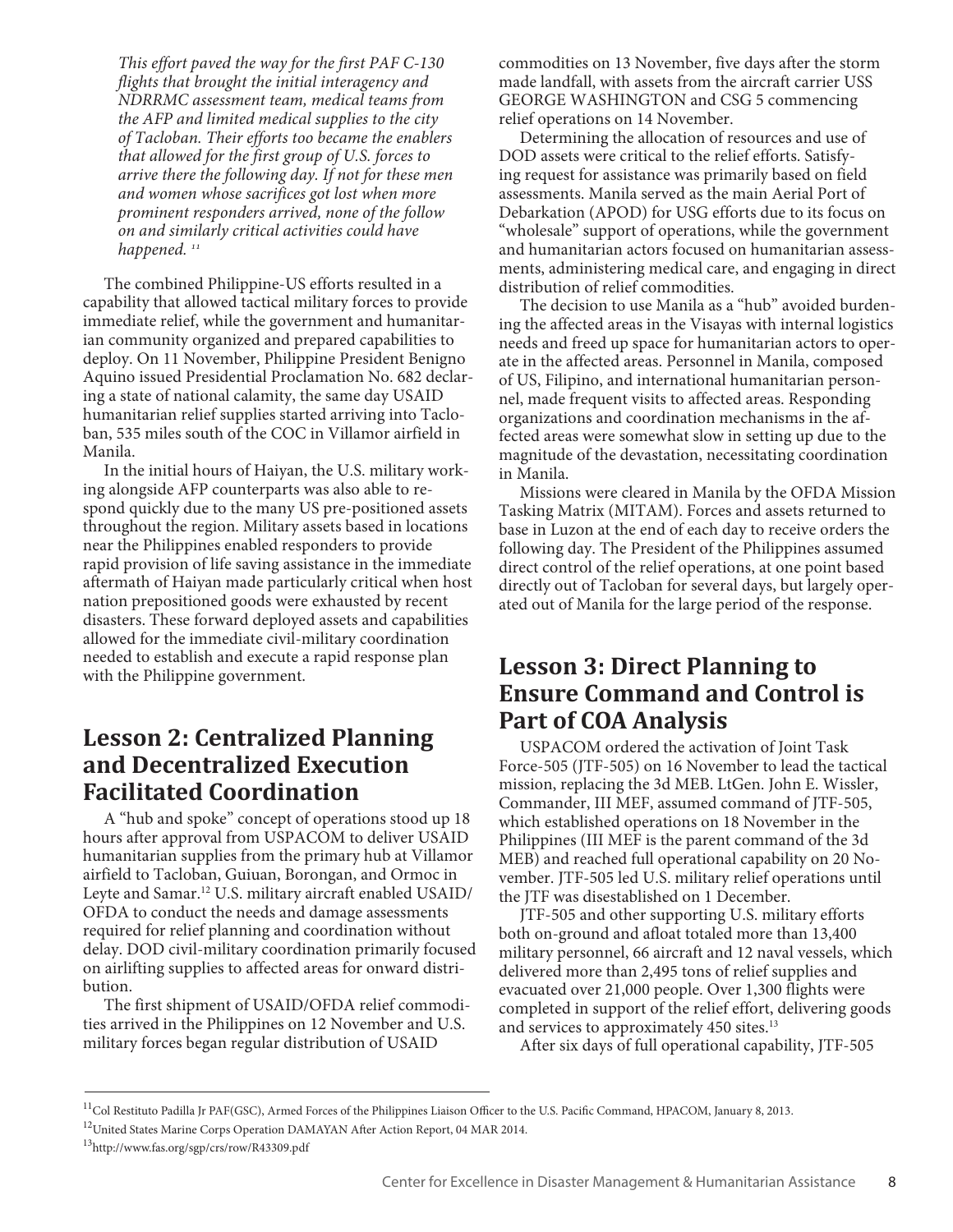*This effort paved the way for the first PAF C-130 flights that brought the initial interagency and NDRRMC assessment team, medical teams from the AFP and limited medical supplies to the city of Tacloban. Their efforts too became the enablers that allowed for the first group of U.S. forces to arrive there the following day. If not for these men and women whose sacrifices got lost when more prominent responders arrived, none of the follow on and similarly critical activities could have happened.* [11]

The combined Philippine-US efforts resulted in a capability that allowed tactical military forces to provide immediate relief, while the government and humanitarian community organized and prepared capabilities to deploy. On 11 November, Philippine President Benigno Aquino issued Presidential Proclamation No. 682 declaring a state of national calamity, the same day USAID humanitarian relief supplies started arriving into Tacloban, 535 miles south of the COC in Villamor airfield in Manila.

In the initial hours of Haiyan, the U.S. military working alongside AFP counterparts was also able to respond quickly due to the many US pre-positioned assets throughout the region. Military assets based in locations near the Philippines enabled responders to provide rapid provision of life saving assistance in the immediate aftermath of Haiyan made particularly critical when host nation prepositioned goods were exhausted by recent disasters. These forward deployed assets and capabilities allowed for the immediate civil-military coordination needed to establish and execute a rapid response plan with the Philippine government.

## Lesson 2: Centralized Planning and Decentralized Execution Facilitated Coordination

A "hub and spoke" concept of operations stood up 18 hours after approval from USPACOM to deliver USAID humanitarian supplies from the primary hub at Villamor airfield to Tacloban, Guiuan, Borongan, and Ormoc in Leyte and Samar.[12] U.S. military aircraft enabled USAID/OFDA to conduct the needs and damage assessments required for relief planning and coordination without delay. DOD civil-military coordination primarily focused on airlifting supplies to affected areas for onward distribution.

The first shipment of USAID/OFDA relief commodities arrived in the Philippines on 12 November and U.S. military forces began regular distribution of USAID commodities on 13 November, five days after the storm made landfall, with assets from the aircraft carrier USS GEORGE WASHINGTON and CSG 5 commencing relief operations on 14 November.

Determining the allocation of resources and use of DOD assets were critical to the relief efforts. Satisfying request for assistance was primarily based on field assessments. Manila served as the main Aerial Port of Debarkation (APOD) for USG efforts due to its focus on "wholesale" support of operations, while the government and humanitarian actors focused on humanitarian assessments, administering medical care, and engaging in direct distribution of relief commodities.

The decision to use Manila as a "hub" avoided burdening the affected areas in the Visayas with internal logistics needs and freed up space for humanitarian actors to operate in the affected areas. Personnel in Manila, composed of US, Filipino, and international humanitarian personnel, made frequent visits to affected areas. Responding organizations and coordination mechanisms in the affected areas were somewhat slow in setting up due to the magnitude of the devastation, necessitating coordination in Manila.

Missions were cleared in Manila by the OFDA Mission Tasking Matrix (MITAM). Forces and assets returned to base in Luzon at the end of each day to receive orders the following day. The President of the Philippines assumed direct control of the relief operations, at one point based directly out of Tacloban for several days, but largely operated out of Manila for the large period of the response.

## Lesson 3: Direct Planning to Ensure Command and Control is Part of COA Analysis

USPACOM ordered the activation of Joint Task Force-505 (JTF-505) on 16 November to lead the tactical mission, replacing the 3d MEB. LtGen. John E. Wissler, Commander, III MEF, assumed command of JTF-505, which established operations on 18 November in the Philippines (III MEF is the parent command of the 3d MEB) and reached full operational capability on 20 November. JTF-505 led U.S. military relief operations until the JTF was disestablished on 1 December.

JTF-505 and other supporting U.S. military efforts both on-ground and afloat totaled more than 13,400 military personnel, 66 aircraft and 12 naval vessels, which delivered more than 2,495 tons of relief supplies and evacuated over 21,000 people. Over 1,300 flights were completed in support of the relief effort, delivering goods and services to approximately 450 sites.[13]

After six days of full operational capability, JTF-505

---

[11] Col Restituto Padilla Jr PAF(GSC), Armed Forces of the Philippines Liaison Officer to the U.S. Pacific Command, HPACOM, January 8, 2013.

[12] United States Marine Corps Operation DAMAYAN After Action Report, 04 MAR 2014.

[13] http://www.fas.org/sgp/crs/row/R43309.pdf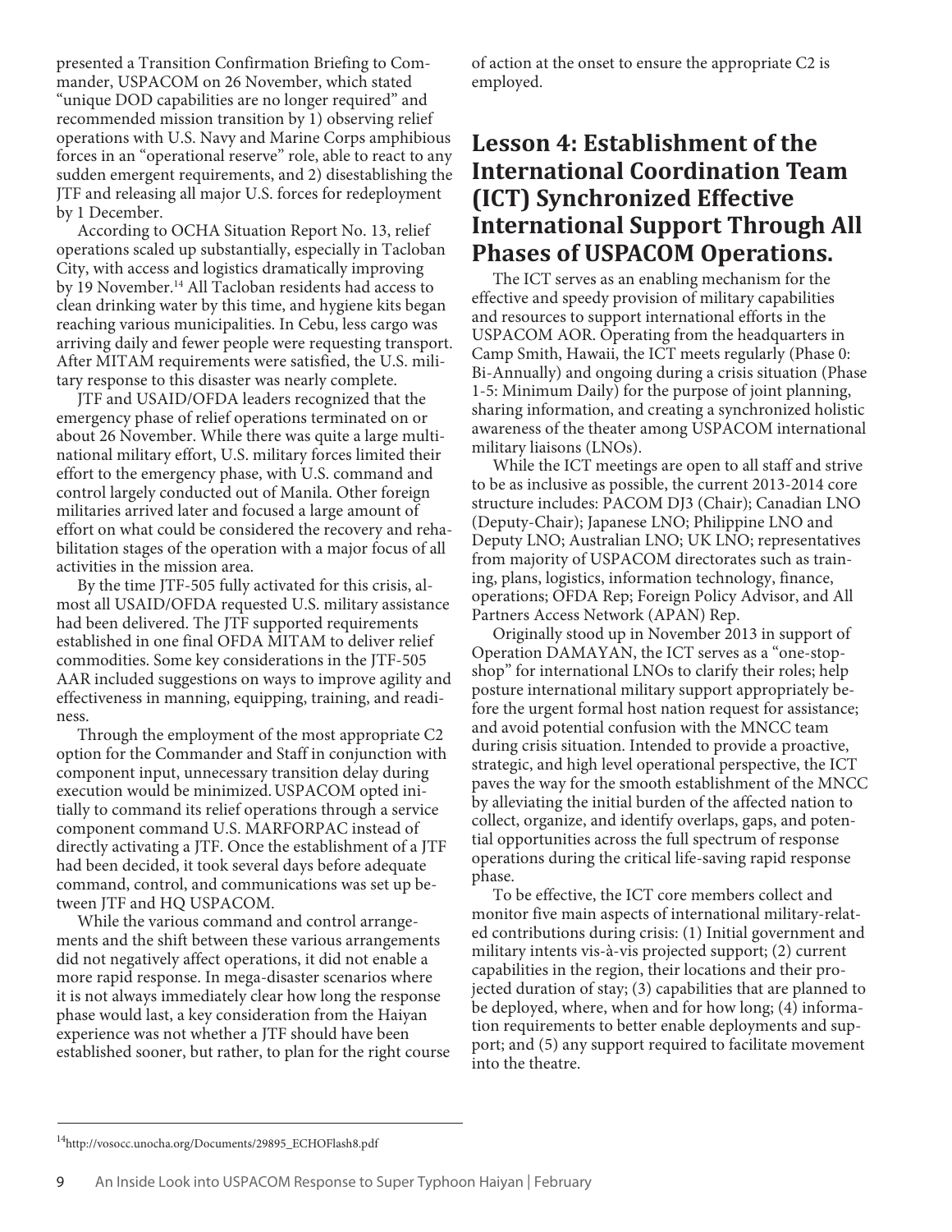presented a Transition Confirmation Briefing to Commander, USPACOM on 26 November, which stated "unique DOD capabilities are no longer required" and recommended mission transition by 1) observing relief operations with U.S. Navy and Marine Corps amphibious forces in an "operational reserve" role, able to react to any sudden emergent requirements, and 2) disestablishing the JTF and releasing all major U.S. forces for redeployment by 1 December.

According to OCHA Situation Report No. 13, relief operations scaled up substantially, especially in Tacloban City, with access and logistics dramatically improving by 19 November.[14] All Tacloban residents had access to clean drinking water by this time, and hygiene kits began reaching various municipalities. In Cebu, less cargo was arriving daily and fewer people were requesting transport. After MITAM requirements were satisfied, the U.S. military response to this disaster was nearly complete.

JTF and USAID/OFDA leaders recognized that the emergency phase of relief operations terminated on or about 26 November. While there was quite a large multinational military effort, U.S. military forces limited their effort to the emergency phase, with U.S. command and control largely conducted out of Manila. Other foreign militaries arrived later and focused a large amount of effort on what could be considered the recovery and rehabilitation stages of the operation with a major focus of all activities in the mission area.

By the time JTF-505 fully activated for this crisis, almost all USAID/OFDA requested U.S. military assistance had been delivered. The JTF supported requirements established in one final OFDA MITAM to deliver relief commodities. Some key considerations in the JTF-505 AAR included suggestions on ways to improve agility and effectiveness in manning, equipping, training, and readiness.

Through the employment of the most appropriate C2 option for the Commander and Staff in conjunction with component input, unnecessary transition delay during execution would be minimized. USPACOM opted initially to command its relief operations through a service component command U.S. MARFORPAC instead of directly activating a JTF. Once the establishment of a JTF had been decided, it took several days before adequate command, control, and communications was set up between JTF and HQ USPACOM.

While the various command and control arrangements and the shift between these various arrangements did not negatively affect operations, it did not enable a more rapid response. In mega-disaster scenarios where it is not always immediately clear how long the response phase would last, a key consideration from the Haiyan experience was not whether a JTF should have been established sooner, but rather, to plan for the right course of action at the onset to ensure the appropriate C2 is employed.

## Lesson 4: Establishment of the International Coordination Team (ICT) Synchronized Effective International Support Through All Phases of USPACOM Operations.

The ICT serves as an enabling mechanism for the effective and speedy provision of military capabilities and resources to support international efforts in the USPACOM AOR. Operating from the headquarters in Camp Smith, Hawaii, the ICT meets regularly (Phase 0: Bi-Annually) and ongoing during a crisis situation (Phase 1-5: Minimum Daily) for the purpose of joint planning, sharing information, and creating a synchronized holistic awareness of the theater among USPACOM international military liaisons (LNOs).

While the ICT meetings are open to all staff and strive to be as inclusive as possible, the current 2013-2014 core structure includes: PACOM DJ3 (Chair); Canadian LNO (Deputy-Chair); Japanese LNO; Philippine LNO and Deputy LNO; Australian LNO; UK LNO; representatives from majority of USPACOM directorates such as training, plans, logistics, information technology, finance, operations; OFDA Rep; Foreign Policy Advisor, and All Partners Access Network (APAN) Rep.

Originally stood up in November 2013 in support of Operation DAMAYAN, the ICT serves as a "one-stop-shop" for international LNOs to clarify their roles; help posture international military support appropriately before the urgent formal host nation request for assistance; and avoid potential confusion with the MNCC team during crisis situation. Intended to provide a proactive, strategic, and high level operational perspective, the ICT paves the way for the smooth establishment of the MNCC by alleviating the initial burden of the affected nation to collect, organize, and identify overlaps, gaps, and potential opportunities across the full spectrum of response operations during the critical life-saving rapid response phase.

To be effective, the ICT core members collect and monitor five main aspects of international military-related contributions during crisis: (1) Initial government and military intents vis-à-vis projected support; (2) current capabilities in the region, their locations and their projected duration of stay; (3) capabilities that are planned to be deployed, where, when and for how long; (4) information requirements to better enable deployments and support; and (5) any support required to facilitate movement into the theatre.

---

[14] http://vosocc.unocha.org/Documents/29895_ECHOFlash8.pdf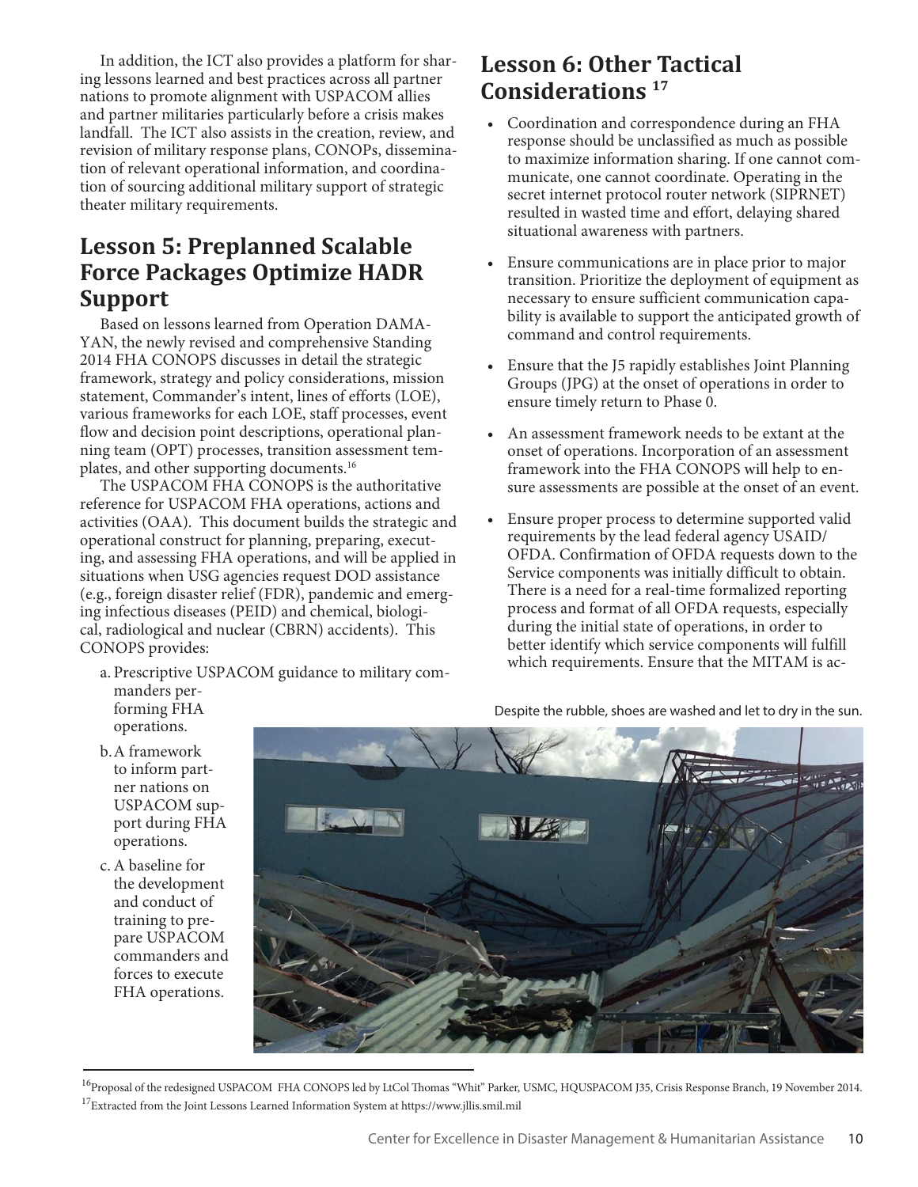In addition, the ICT also provides a platform for sharing lessons learned and best practices across all partner nations to promote alignment with USPACOM allies and partner militaries particularly before a crisis makes landfall. The ICT also assists in the creation, review, and revision of military response plans, CONOPs, dissemination of relevant operational information, and coordination of sourcing additional military support of strategic theater military requirements.

## Lesson 5: Preplanned Scalable Force Packages Optimize HADR Support

Based on lessons learned from Operation DAMAYAN, the newly revised and comprehensive Standing 2014 FHA CONOPS discusses in detail the strategic framework, strategy and policy considerations, mission statement, Commander's intent, lines of efforts (LOE), various frameworks for each LOE, staff processes, event flow and decision point descriptions, operational planning team (OPT) processes, transition assessment templates, and other supporting documents.[16]

The USPACOM FHA CONOPS is the authoritative reference for USPACOM FHA operations, actions and activities (OAA). This document builds the strategic and operational construct for planning, preparing, executing, and assessing FHA operations, and will be applied in situations when USG agencies request DOD assistance (e.g., foreign disaster relief (FDR), pandemic and emerging infectious diseases (PEID) and chemical, biological, radiological and nuclear (CBRN) accidents). This CONOPS provides:

a. Prescriptive USPACOM guidance to military commanders performing FHA operations.

b. A framework to inform partner nations on USPACOM support during FHA operations.

c. A baseline for the development and conduct of training to prepare USPACOM commanders and forces to execute FHA operations.

## Lesson 6: Other Tactical Considerations [17]

- Coordination and correspondence during an FHA response should be unclassified as much as possible to maximize information sharing. If one cannot communicate, one cannot coordinate. Operating in the secret internet protocol router network (SIPRNET) resulted in wasted time and effort, delaying shared situational awareness with partners.
- Ensure communications are in place prior to major transition. Prioritize the deployment of equipment as necessary to ensure sufficient communication capability is available to support the anticipated growth of command and control requirements.
- Ensure that the J5 rapidly establishes Joint Planning Groups (JPG) at the onset of operations in order to ensure timely return to Phase 0.
- An assessment framework needs to be extant at the onset of operations. Incorporation of an assessment framework into the FHA CONOPS will help to ensure assessments are possible at the onset of an event.
- Ensure proper process to determine supported valid requirements by the lead federal agency USAID/OFDA. Confirmation of OFDA requests down to the Service components was initially difficult to obtain. There is a need for a real-time formalized reporting process and format of all OFDA requests, especially during the initial state of operations, in order to better identify which service components will fulfill which requirements. Ensure that the MITAM is ac-

Despite the rubble, shoes are washed and let to dry in the sun.

[16] Proposal of the redesigned USPACOM FHA CONOPS led by LtCol Thomas "Whit" Parker, USMC, HQUSPACOM J35, Crisis Response Branch, 19 November 2014.

[17] Extracted from the Joint Lessons Learned Information System at https://www.jllis.smil.mil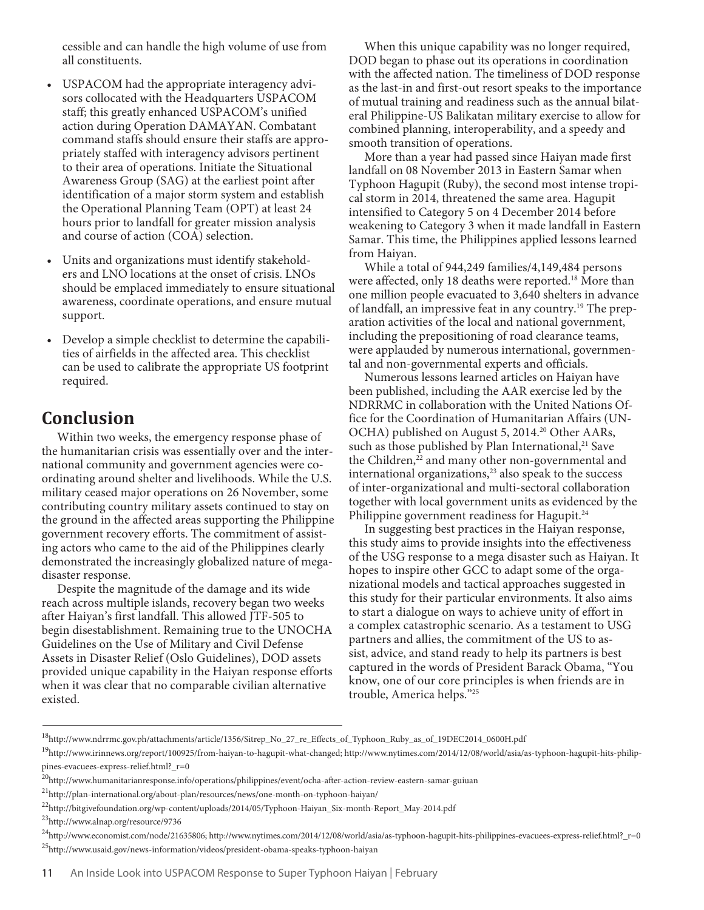cessible and can handle the high volume of use from all constituents.

- USPACOM had the appropriate interagency advisors collocated with the Headquarters USPACOM staff; this greatly enhanced USPACOM's unified action during Operation DAMAYAN. Combatant command staffs should ensure their staffs are appropriately staffed with interagency advisors pertinent to their area of operations. Initiate the Situational Awareness Group (SAG) at the earliest point after identification of a major storm system and establish the Operational Planning Team (OPT) at least 24 hours prior to landfall for greater mission analysis and course of action (COA) selection.
- Units and organizations must identify stakeholders and LNO locations at the onset of crisis. LNOs should be emplaced immediately to ensure situational awareness, coordinate operations, and ensure mutual support.
- Develop a simple checklist to determine the capabilities of airfields in the affected area. This checklist can be used to calibrate the appropriate US footprint required.

## Conclusion

Within two weeks, the emergency response phase of the humanitarian crisis was essentially over and the international community and government agencies were coordinating around shelter and livelihoods. While the U.S. military ceased major operations on 26 November, some contributing country military assets continued to stay on the ground in the affected areas supporting the Philippine government recovery efforts. The commitment of assisting actors who came to the aid of the Philippines clearly demonstrated the increasingly globalized nature of mega-disaster response.

Despite the magnitude of the damage and its wide reach across multiple islands, recovery began two weeks after Haiyan's first landfall. This allowed JTF-505 to begin disestablishment. Remaining true to the UNOCHA Guidelines on the Use of Military and Civil Defense Assets in Disaster Relief (Oslo Guidelines), DOD assets provided unique capability in the Haiyan response efforts when it was clear that no comparable civilian alternative existed.

When this unique capability was no longer required, DOD began to phase out its operations in coordination with the affected nation. The timeliness of DOD response as the last-in and first-out resort speaks to the importance of mutual training and readiness such as the annual bilateral Philippine-US Balikatan military exercise to allow for combined planning, interoperability, and a speedy and smooth transition of operations.

More than a year had passed since Haiyan made first landfall on 08 November 2013 in Eastern Samar when Typhoon Hagupit (Ruby), the second most intense tropical storm in 2014, threatened the same area. Hagupit intensified to Category 5 on 4 December 2014 before weakening to Category 3 when it made landfall in Eastern Samar. This time, the Philippines applied lessons learned from Haiyan.

While a total of 944,249 families/4,149,484 persons were affected, only 18 deaths were reported.[18] More than one million people evacuated to 3,640 shelters in advance of landfall, an impressive feat in any country.[19] The preparation activities of the local and national government, including the prepositioning of road clearance teams, were applauded by numerous international, governmental and non-governmental experts and officials.

Numerous lessons learned articles on Haiyan have been published, including the AAR exercise led by the NDRRMC in collaboration with the United Nations Office for the Coordination of Humanitarian Affairs (UN-OCHA) published on August 5, 2014.[20] Other AARs, such as those published by Plan International,[21] Save the Children,[22] and many other non-governmental and international organizations,[23] also speak to the success of inter-organizational and multi-sectoral collaboration together with local government units as evidenced by the Philippine government readiness for Hagupit.[24]

In suggesting best practices in the Haiyan response, this study aims to provide insights into the effectiveness of the USG response to a mega disaster such as Haiyan. It hopes to inspire other GCC to adapt some of the organizational models and tactical approaches suggested in this study for their particular environments. It also aims to start a dialogue on ways to achieve unity of effort in a complex catastrophic scenario. As a testament to USG partners and allies, the commitment of the US to assist, advice, and stand ready to help its partners is best captured in the words of President Barack Obama, "You know, one of our core principles is when friends are in trouble, America helps."[25]

---

[18] http://www.ndrrmc.gov.ph/attachments/article/1356/Sitrep_No_27_re_Effects_of_Typhoon_Ruby_as_of_19DEC2014_0600H.pdf

[19] http://www.irinnews.org/report/100925/from-haiyan-to-hagupit-what-changed; http://www.nytimes.com/2014/12/08/world/asia/as-typhoon-hagupit-hits-philippines-evacuees-express-relief.html?_r=0

[20] http://www.humanitarianresponse.info/operations/philippines/event/ocha-after-action-review-eastern-samar-guiuan

[21] http://plan-international.org/about-plan/resources/news/one-month-on-typhoon-haiyan/

[22] http://bitgivefoundation.org/wp-content/uploads/2014/05/Typhoon-Haiyan_Six-month-Report_May-2014.pdf

[23] http://www.alnap.org/resource/9736

[24] http://www.economist.com/node/21635806; http://www.nytimes.com/2014/12/08/world/asia/as-typhoon-hagupit-hits-philippines-evacuees-express-relief.html?_r=0

[25] http://www.usaid.gov/news-information/videos/president-obama-speaks-typhoon-haiyan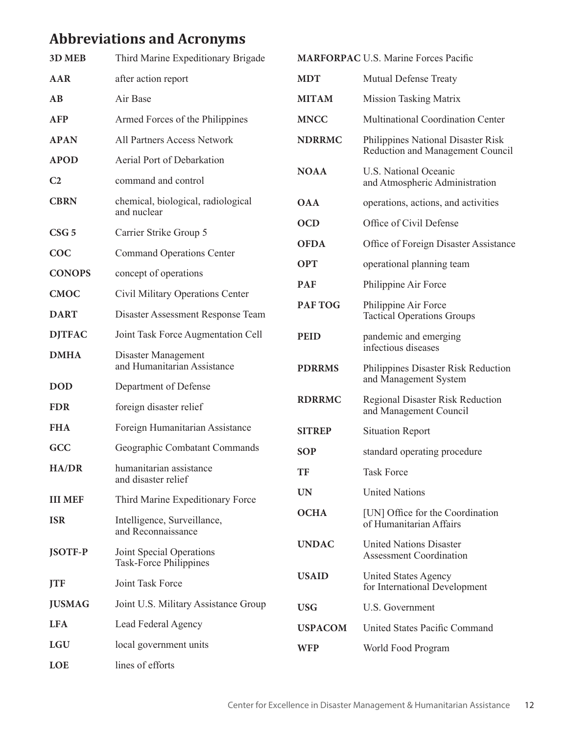## Abbreviations and Acronyms

| | |
|---|---|
| **3D MEB** | Third Marine Expeditionary Brigade |
| **AAR** | after action report |
| **AB** | Air Base |
| **AFP** | Armed Forces of the Philippines |
| **APAN** | All Partners Access Network |
| **APOD** | Aerial Port of Debarkation |
| **C2** | command and control |
| **CBRN** | chemical, biological, radiological and nuclear |
| **CSG 5** | Carrier Strike Group 5 |
| **COC** | Command Operations Center |
| **CONOPS** | concept of operations |
| **CMOC** | Civil Military Operations Center |
| **DART** | Disaster Assessment Response Team |
| **DJTFAC** | Joint Task Force Augmentation Cell |
| **DMHA** | Disaster Management and Humanitarian Assistance |
| **DOD** | Department of Defense |
| **FDR** | foreign disaster relief |
| **FHA** | Foreign Humanitarian Assistance |
| **GCC** | Geographic Combatant Commands |
| **HA/DR** | humanitarian assistance and disaster relief |
| **III MEF** | Third Marine Expeditionary Force |
| **ISR** | Intelligence, Surveillance, and Reconnaissance |
| **JSOTF-P** | Joint Special Operations Task-Force Philippines |
| **JTF** | Joint Task Force |
| **JUSMAG** | Joint U.S. Military Assistance Group |
| **LFA** | Lead Federal Agency |
| **LGU** | local government units |
| **LOE** | lines of efforts |
| **MARFORPAC** | U.S. Marine Forces Pacific |
| **MDT** | Mutual Defense Treaty |
| **MITAM** | Mission Tasking Matrix |
| **MNCC** | Multinational Coordination Center |
| **NDRRMC** | Philippines National Disaster Risk Reduction and Management Council |
| **NOAA** | U.S. National Oceanic and Atmospheric Administration |
| **OAA** | operations, actions, and activities |
| **OCD** | Office of Civil Defense |
| **OFDA** | Office of Foreign Disaster Assistance |
| **OPT** | operational planning team |
| **PAF** | Philippine Air Force |
| **PAF TOG** | Philippine Air Force Tactical Operations Groups |
| **PEID** | pandemic and emerging infectious diseases |
| **PDRRMS** | Philippines Disaster Risk Reduction and Management System |
| **RDRRMC** | Regional Disaster Risk Reduction and Management Council |
| **SITREP** | Situation Report |
| **SOP** | standard operating procedure |
| **TF** | Task Force |
| **UN** | United Nations |
| **OCHA** | [UN] Office for the Coordination of Humanitarian Affairs |
| **UNDAC** | United Nations Disaster Assessment Coordination |
| **USAID** | United States Agency for International Development |
| **USG** | U.S. Government |
| **USPACOM** | United States Pacific Command |
| **WFP** | World Food Program |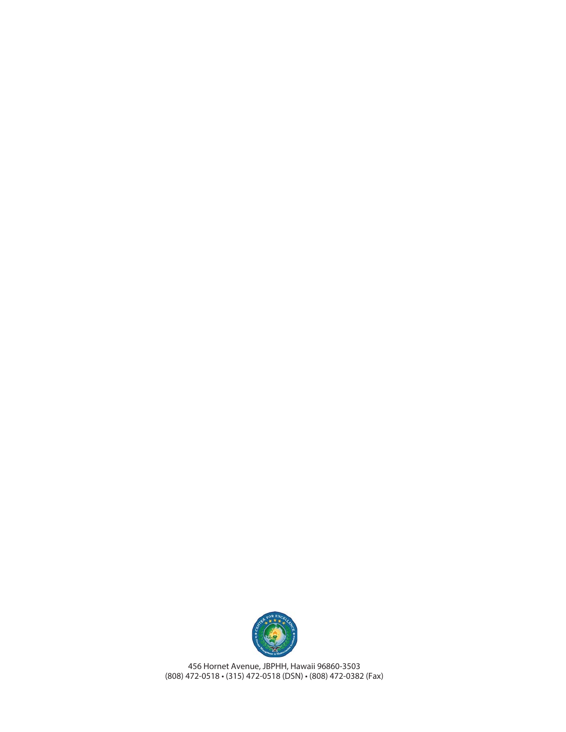456 Hornet Avenue, JBPHH, Hawaii 96860-3503
(808) 472-0518 • (315) 472-0518 (DSN) • (808) 472-0382 (Fax)